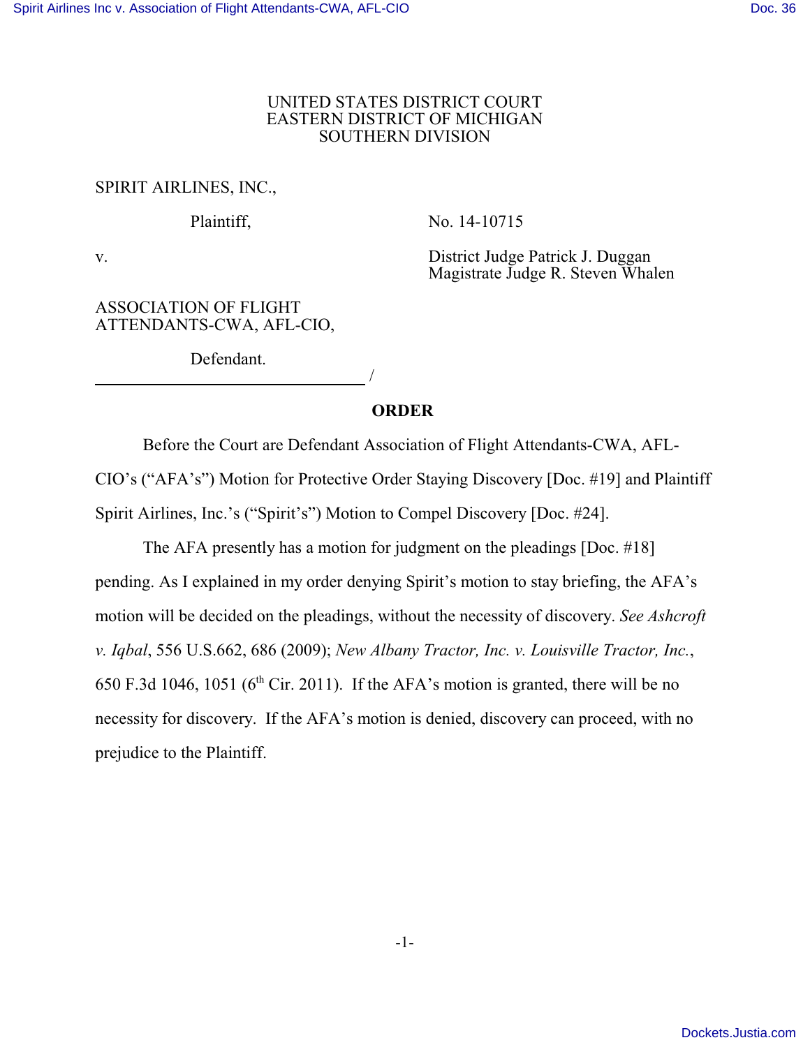UNITED STATES DISTRICT COURT
EASTERN DISTRICT OF MICHIGAN
SOUTHERN DIVISION

SPIRIT AIRLINES, INC.,

Plaintiff,

No. 14-10715

v.

District Judge Patrick J. Duggan
Magistrate Judge R. Steven Whalen

ASSOCIATION OF FLIGHT ATTENDANTS-CWA, AFL-CIO,

Defendant.

_______________________________ /

**ORDER**

Before the Court are Defendant Association of Flight Attendants-CWA, AFL-CIO's ("AFA's") Motion for Protective Order Staying Discovery [Doc. #19] and Plaintiff Spirit Airlines, Inc.'s ("Spirit's") Motion to Compel Discovery [Doc. #24].

The AFA presently has a motion for judgment on the pleadings [Doc. #18] pending. As I explained in my order denying Spirit's motion to stay briefing, the AFA's motion will be decided on the pleadings, without the necessity of discovery. *See Ashcroft v. Iqbal*, 556 U.S.662, 686 (2009); *New Albany Tractor, Inc. v. Louisville Tractor, Inc.*, 650 F.3d 1046, 1051 (6th Cir. 2011). If the AFA's motion is granted, there will be no necessity for discovery. If the AFA's motion is denied, discovery can proceed, with no prejudice to the Plaintiff.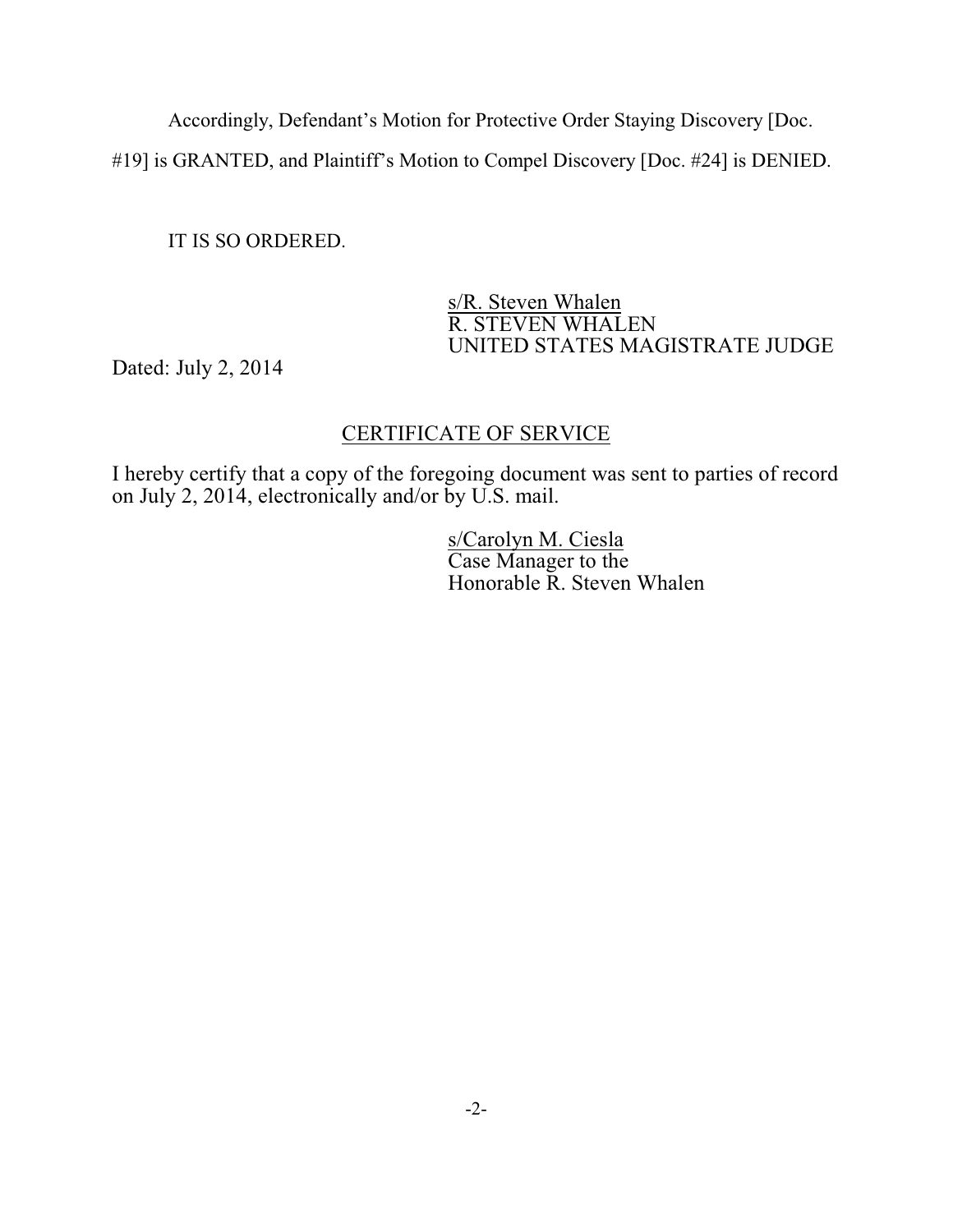Accordingly, Defendant's Motion for Protective Order Staying Discovery [Doc. #19] is GRANTED, and Plaintiff's Motion to Compel Discovery [Doc. #24] is DENIED.

IT IS SO ORDERED.

s/R. Steven Whalen
R. STEVEN WHALEN
UNITED STATES MAGISTRATE JUDGE

Dated: July 2, 2014

CERTIFICATE OF SERVICE

I hereby certify that a copy of the foregoing document was sent to parties of record on July 2, 2014, electronically and/or by U.S. mail.

s/Carolyn M. Ciesla
Case Manager to the
Honorable R. Steven Whalen